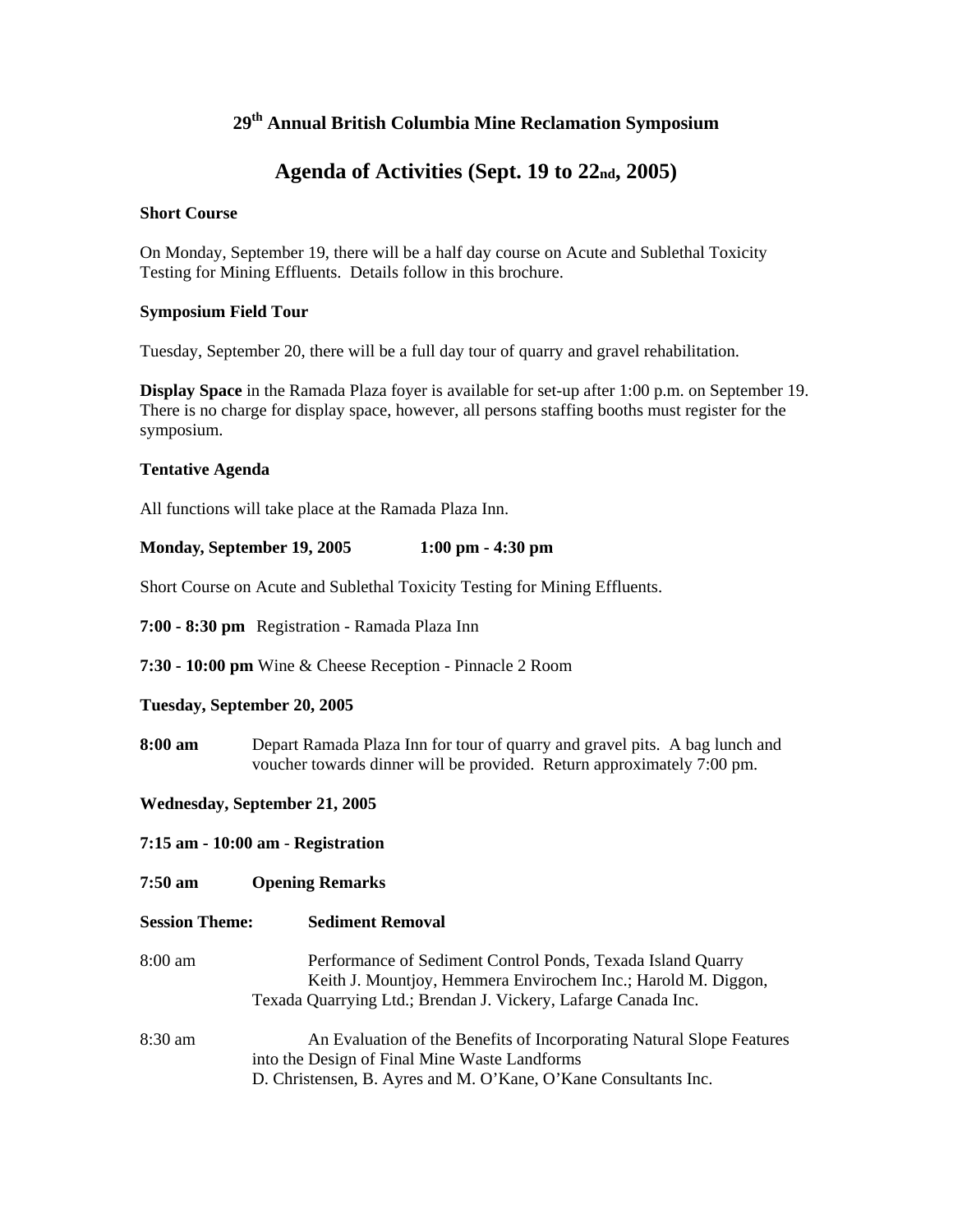# 29th Annual British Columbia Mine Reclamation Symposium

## Agenda of Activities (Sept. 19 to 22nd, 2005)

**Short Course**

On Monday, September 19, there will be a half day course on Acute and Sublethal Toxicity Testing for Mining Effluents. Details follow in this brochure.

**Symposium Field Tour**

Tuesday, September 20, there will be a full day tour of quarry and gravel rehabilitation.

**Display Space** in the Ramada Plaza foyer is available for set-up after 1:00 p.m. on September 19. There is no charge for display space, however, all persons staffing booths must register for the symposium.

**Tentative Agenda**

All functions will take place at the Ramada Plaza Inn.

**Monday, September 19, 2005 1:00 pm - 4:30 pm**

Short Course on Acute and Sublethal Toxicity Testing for Mining Effluents.

**7:00 - 8:30 pm** Registration - Ramada Plaza Inn

**7:30 - 10:00 pm** Wine & Cheese Reception - Pinnacle 2 Room

**Tuesday, September 20, 2005**

**8:00 am** Depart Ramada Plaza Inn for tour of quarry and gravel pits. A bag lunch and voucher towards dinner will be provided. Return approximately 7:00 pm.

**Wednesday, September 21, 2005**

**7:15 am - 10:00 am - Registration**

**7:50 am Opening Remarks**

**Session Theme: Sediment Removal**

8:00 am Performance of Sediment Control Ponds, Texada Island Quarry
Keith J. Mountjoy, Hemmera Envirochem Inc.; Harold M. Diggon, Texada Quarrying Ltd.; Brendan J. Vickery, Lafarge Canada Inc.

8:30 am An Evaluation of the Benefits of Incorporating Natural Slope Features into the Design of Final Mine Waste Landforms
D. Christensen, B. Ayres and M. O'Kane, O'Kane Consultants Inc.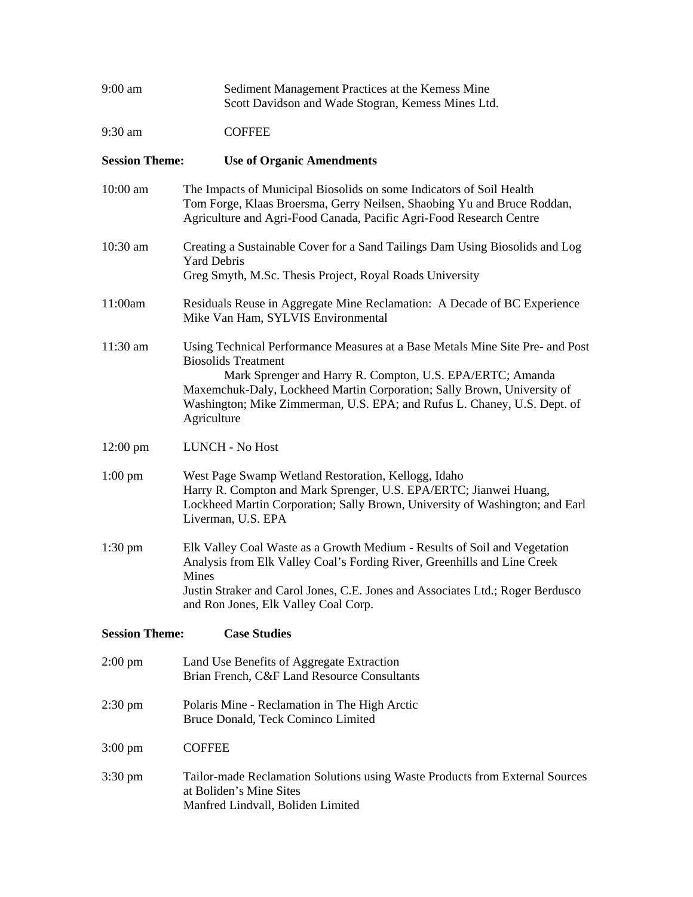9:00 am Sediment Management Practices at the Kemess Mine
Scott Davidson and Wade Stogran, Kemess Mines Ltd.

9:30 am COFFEE

**Session Theme: Use of Organic Amendments**

10:00 am The Impacts of Municipal Biosolids on some Indicators of Soil Health
Tom Forge, Klaas Broersma, Gerry Neilsen, Shaobing Yu and Bruce Roddan, Agriculture and Agri-Food Canada, Pacific Agri-Food Research Centre

10:30 am Creating a Sustainable Cover for a Sand Tailings Dam Using Biosolids and Log Yard Debris
Greg Smyth, M.Sc. Thesis Project, Royal Roads University

11:00am Residuals Reuse in Aggregate Mine Reclamation: A Decade of BC Experience
Mike Van Ham, SYLVIS Environmental

11:30 am Using Technical Performance Measures at a Base Metals Mine Site Pre- and Post Biosolids Treatment
Mark Sprenger and Harry R. Compton, U.S. EPA/ERTC; Amanda Maxemchuk-Daly, Lockheed Martin Corporation; Sally Brown, University of Washington; Mike Zimmerman, U.S. EPA; and Rufus L. Chaney, U.S. Dept. of Agriculture

12:00 pm LUNCH - No Host

1:00 pm West Page Swamp Wetland Restoration, Kellogg, Idaho
Harry R. Compton and Mark Sprenger, U.S. EPA/ERTC; Jianwei Huang, Lockheed Martin Corporation; Sally Brown, University of Washington; and Earl Liverman, U.S. EPA

1:30 pm Elk Valley Coal Waste as a Growth Medium - Results of Soil and Vegetation Analysis from Elk Valley Coal's Fording River, Greenhills and Line Creek Mines
Justin Straker and Carol Jones, C.E. Jones and Associates Ltd.; Roger Berdusco and Ron Jones, Elk Valley Coal Corp.

**Session Theme: Case Studies**

2:00 pm Land Use Benefits of Aggregate Extraction
Brian French, C&F Land Resource Consultants

2:30 pm Polaris Mine - Reclamation in The High Arctic
Bruce Donald, Teck Cominco Limited

3:00 pm COFFEE

3:30 pm Tailor-made Reclamation Solutions using Waste Products from External Sources at Boliden's Mine Sites
Manfred Lindvall, Boliden Limited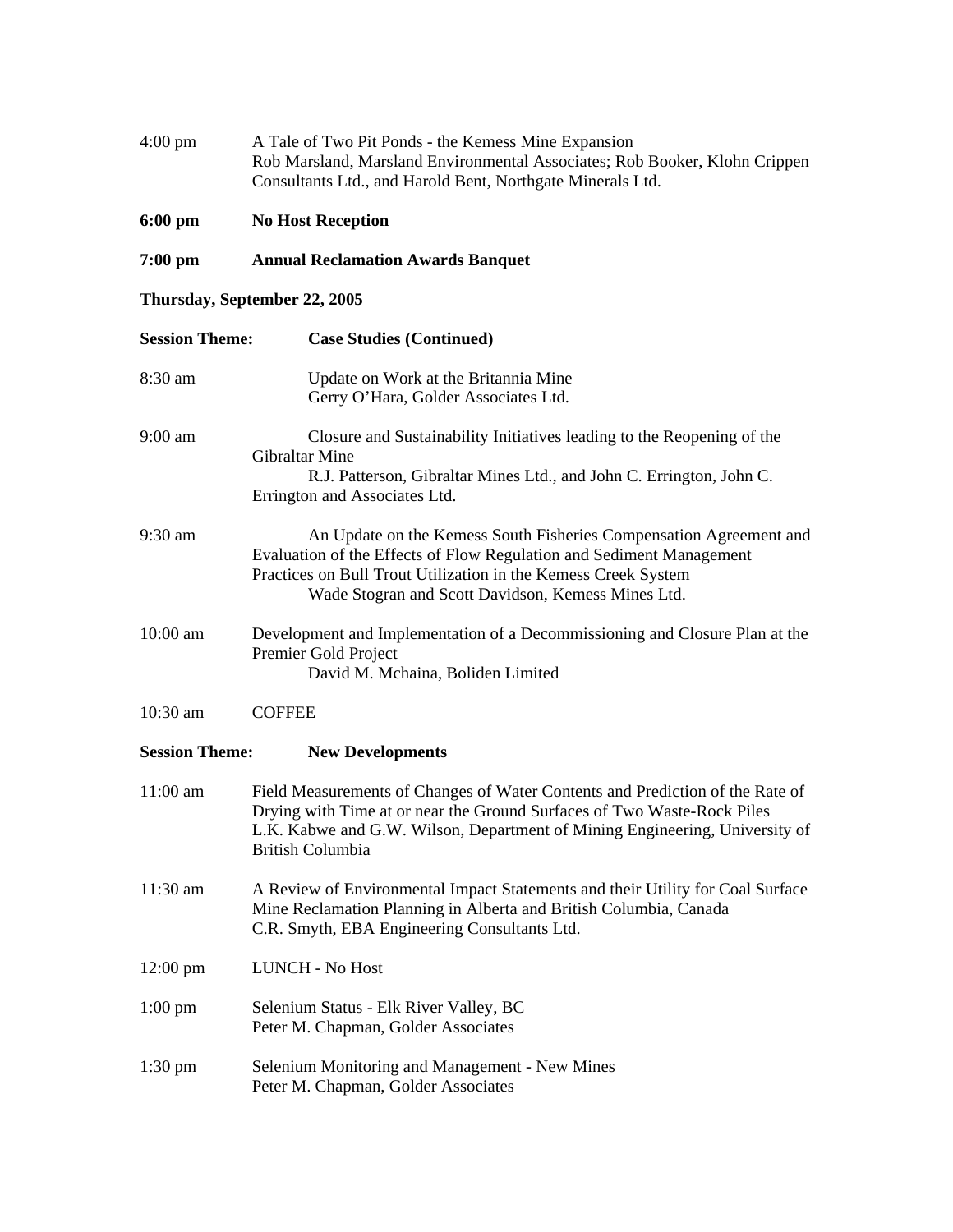4:00 pm A Tale of Two Pit Ponds - the Kemess Mine Expansion
Rob Marsland, Marsland Environmental Associates; Rob Booker, Klohn Crippen Consultants Ltd., and Harold Bent, Northgate Minerals Ltd.

**6:00 pm No Host Reception**

**7:00 pm Annual Reclamation Awards Banquet**

**Thursday, September 22, 2005**

**Session Theme: Case Studies (Continued)**

8:30 am Update on Work at the Britannia Mine
Gerry O'Hara, Golder Associates Ltd.

9:00 am Closure and Sustainability Initiatives leading to the Reopening of the Gibraltar Mine
R.J. Patterson, Gibraltar Mines Ltd., and John C. Errington, John C. Errington and Associates Ltd.

9:30 am An Update on the Kemess South Fisheries Compensation Agreement and Evaluation of the Effects of Flow Regulation and Sediment Management Practices on Bull Trout Utilization in the Kemess Creek System
Wade Stogran and Scott Davidson, Kemess Mines Ltd.

10:00 am Development and Implementation of a Decommissioning and Closure Plan at the Premier Gold Project
David M. Mchaina, Boliden Limited

10:30 am COFFEE

**Session Theme: New Developments**

11:00 am Field Measurements of Changes of Water Contents and Prediction of the Rate of Drying with Time at or near the Ground Surfaces of Two Waste-Rock Piles
L.K. Kabwe and G.W. Wilson, Department of Mining Engineering, University of British Columbia

11:30 am A Review of Environmental Impact Statements and their Utility for Coal Surface Mine Reclamation Planning in Alberta and British Columbia, Canada
C.R. Smyth, EBA Engineering Consultants Ltd.

12:00 pm LUNCH - No Host

1:00 pm Selenium Status - Elk River Valley, BC
Peter M. Chapman, Golder Associates

1:30 pm Selenium Monitoring and Management - New Mines
Peter M. Chapman, Golder Associates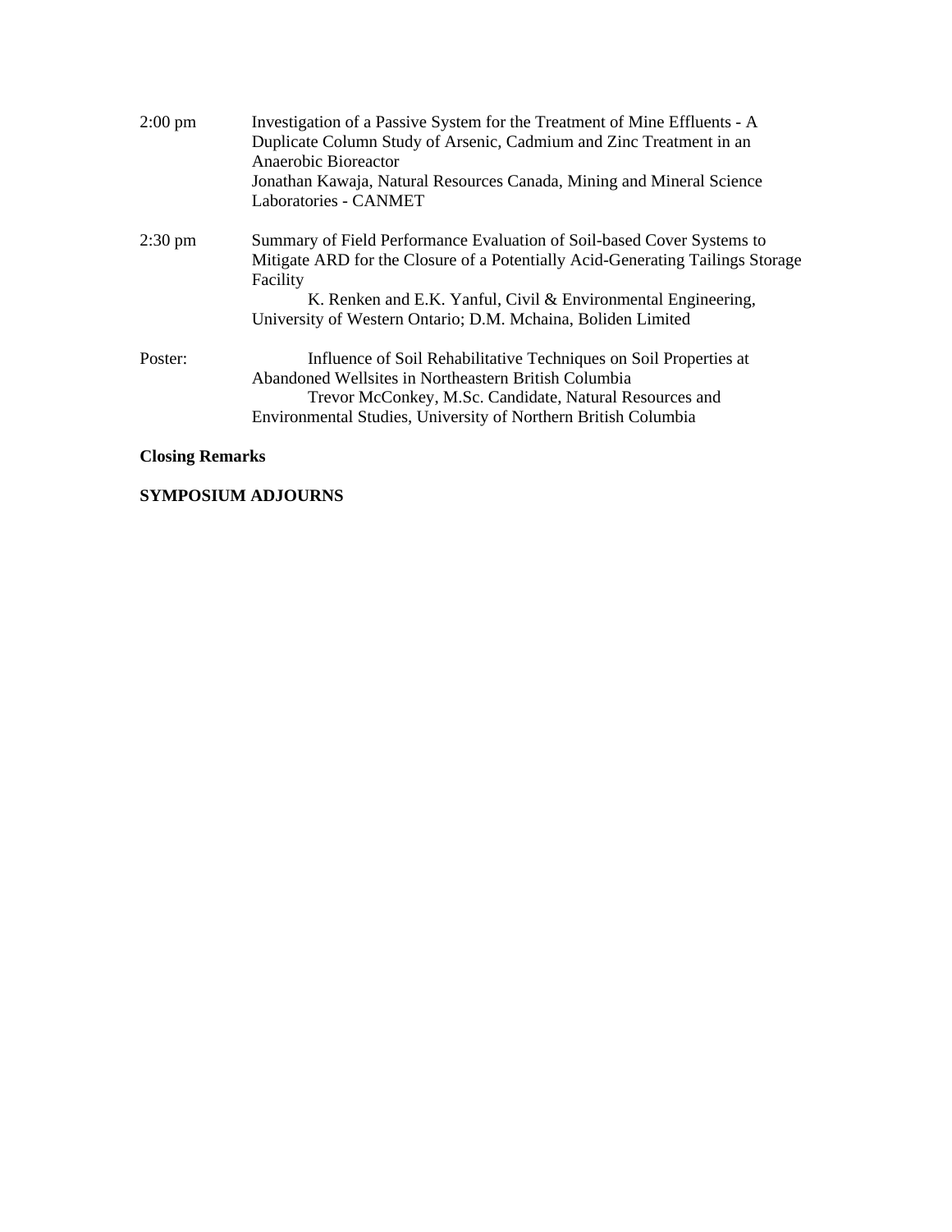2:00 pm Investigation of a Passive System for the Treatment of Mine Effluents - A Duplicate Column Study of Arsenic, Cadmium and Zinc Treatment in an Anaerobic Bioreactor
Jonathan Kawaja, Natural Resources Canada, Mining and Mineral Science Laboratories - CANMET

2:30 pm Summary of Field Performance Evaluation of Soil-based Cover Systems to Mitigate ARD for the Closure of a Potentially Acid-Generating Tailings Storage Facility
K. Renken and E.K. Yanful, Civil & Environmental Engineering, University of Western Ontario; D.M. Mchaina, Boliden Limited

Poster: Influence of Soil Rehabilitative Techniques on Soil Properties at Abandoned Wellsites in Northeastern British Columbia
Trevor McConkey, M.Sc. Candidate, Natural Resources and Environmental Studies, University of Northern British Columbia

**Closing Remarks**

**SYMPOSIUM ADJOURNS**